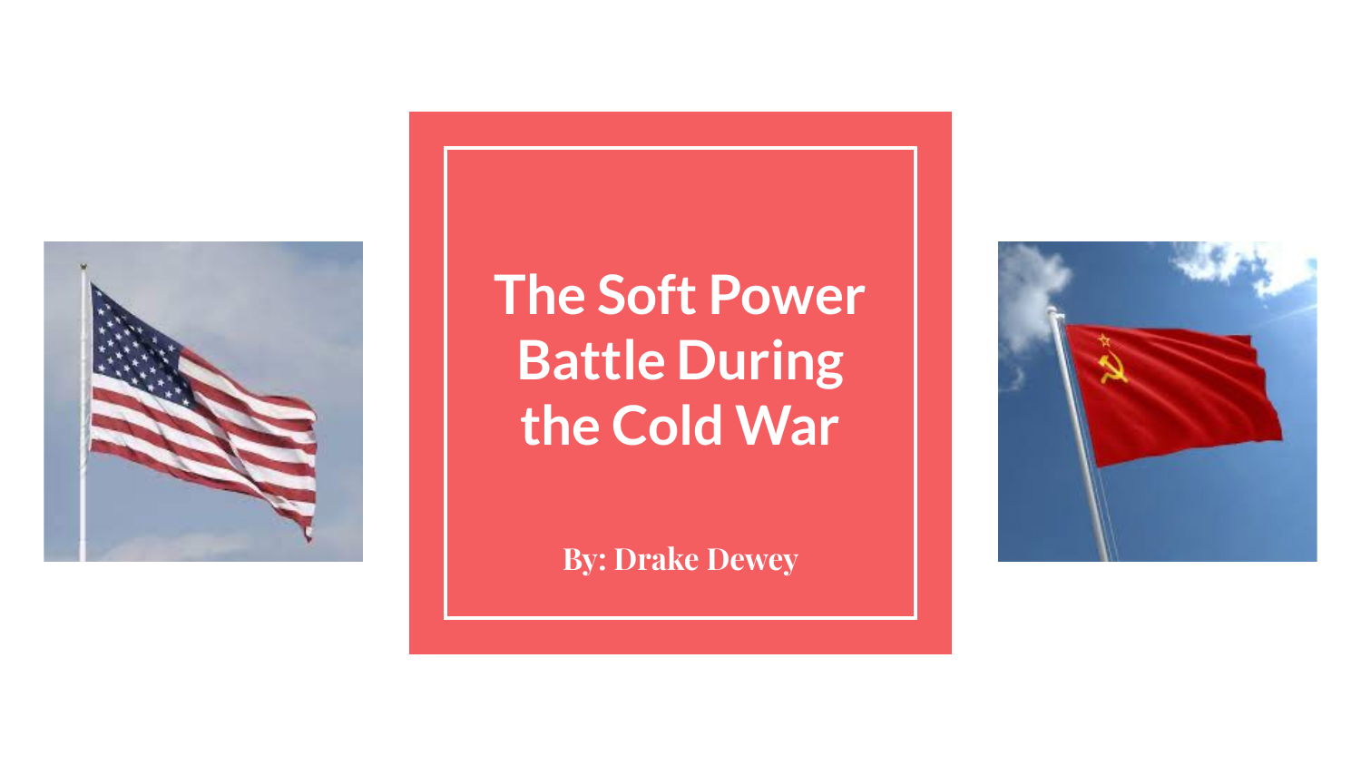# The Soft Power Battle During the Cold War

**By: Drake Dewey**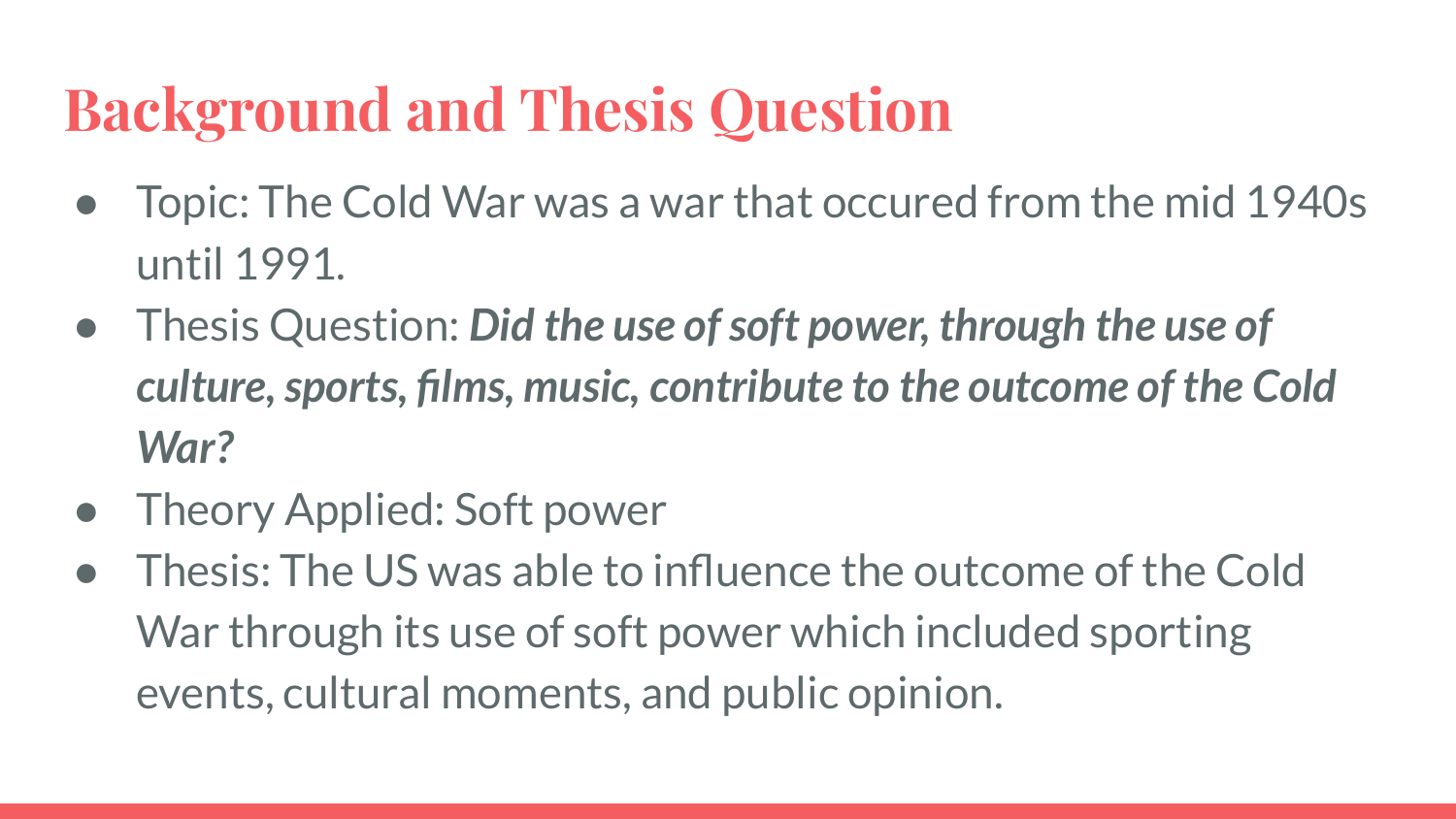# Background and Thesis Question

- Topic: The Cold War was a war that occured from the mid 1940s until 1991.
- Thesis Question: ***Did the use of soft power, through the use of culture, sports, films, music, contribute to the outcome of the Cold War?***
- Theory Applied: Soft power
- Thesis: The US was able to influence the outcome of the Cold War through its use of soft power which included sporting events, cultural moments, and public opinion.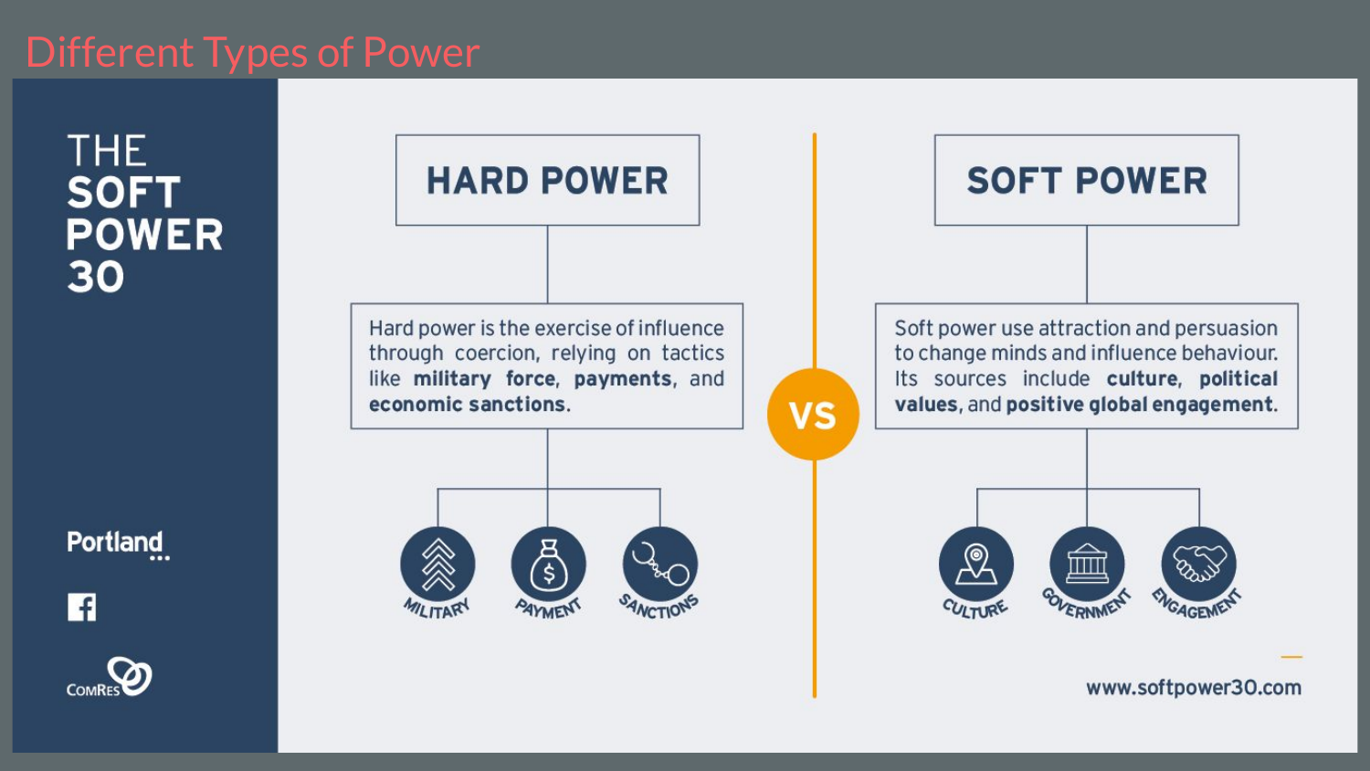# Different Types of Power

## THE SOFT POWER 30

### HARD POWER

Hard power is the exercise of influence through coercion, relying on tactics like **military force**, **payments**, and **economic sanctions**.

- MILITARY
- PAYMENT
- SANCTIONS

**VS**

### SOFT POWER

Soft power use attraction and persuasion to change minds and influence behaviour. Its sources include **culture**, **political values**, and **positive global engagement**.

- CULTURE
- GOVERNMENT
- ENGAGEMENT

Portland

ComRes

www.softpower30.com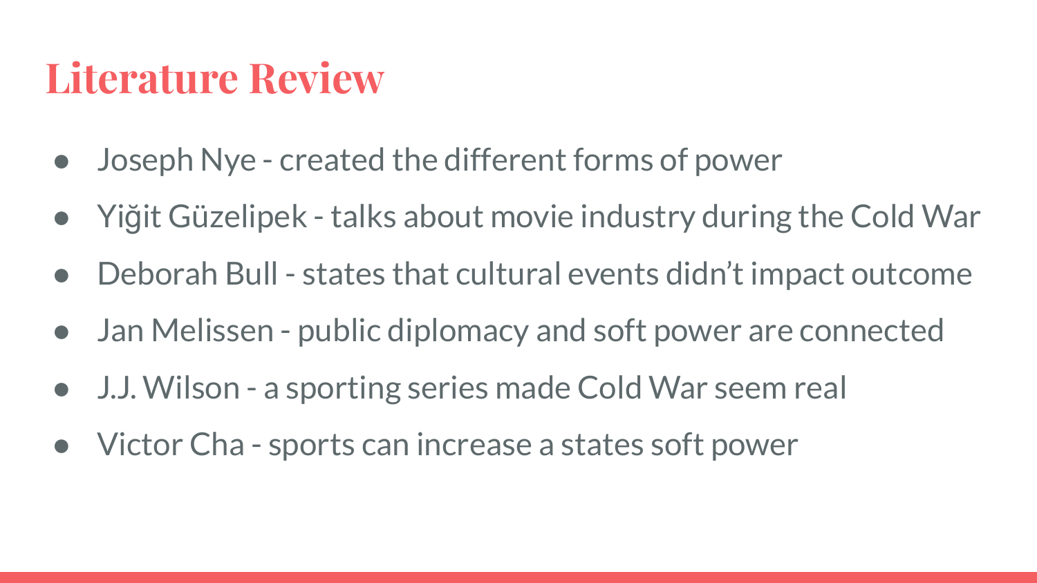# Literature Review

- Joseph Nye - created the different forms of power
- Yiğit Güzelipek - talks about movie industry during the Cold War
- Deborah Bull - states that cultural events didn't impact outcome
- Jan Melissen - public diplomacy and soft power are connected
- J.J. Wilson - a sporting series made Cold War seem real
- Victor Cha - sports can increase a states soft power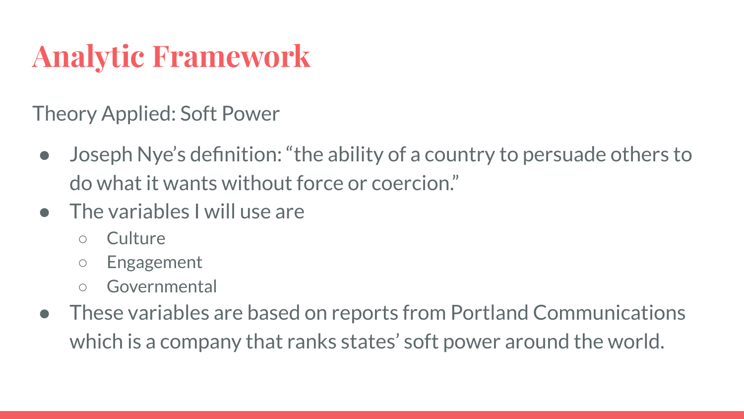# Analytic Framework

Theory Applied: Soft Power

- Joseph Nye's definition: "the ability of a country to persuade others to do what it wants without force or coercion."
- The variables I will use are
    - Culture
    - Engagement
    - Governmental
- These variables are based on reports from Portland Communications which is a company that ranks states' soft power around the world.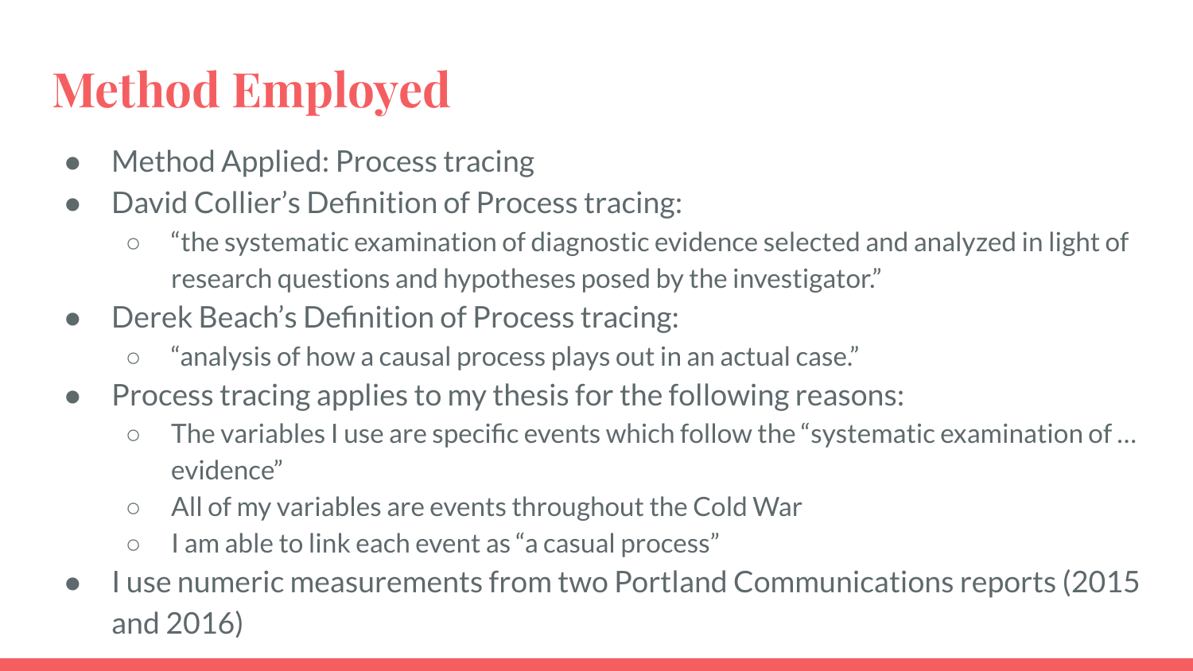# Method Employed

- Method Applied: Process tracing
- David Collier's Definition of Process tracing:
    - "the systematic examination of diagnostic evidence selected and analyzed in light of research questions and hypotheses posed by the investigator."
- Derek Beach's Definition of Process tracing:
    - "analysis of how a causal process plays out in an actual case."
- Process tracing applies to my thesis for the following reasons:
    - The variables I use are specific events which follow the "systematic examination of … evidence"
    - All of my variables are events throughout the Cold War
    - I am able to link each event as "a casual process"
- I use numeric measurements from two Portland Communications reports (2015 and 2016)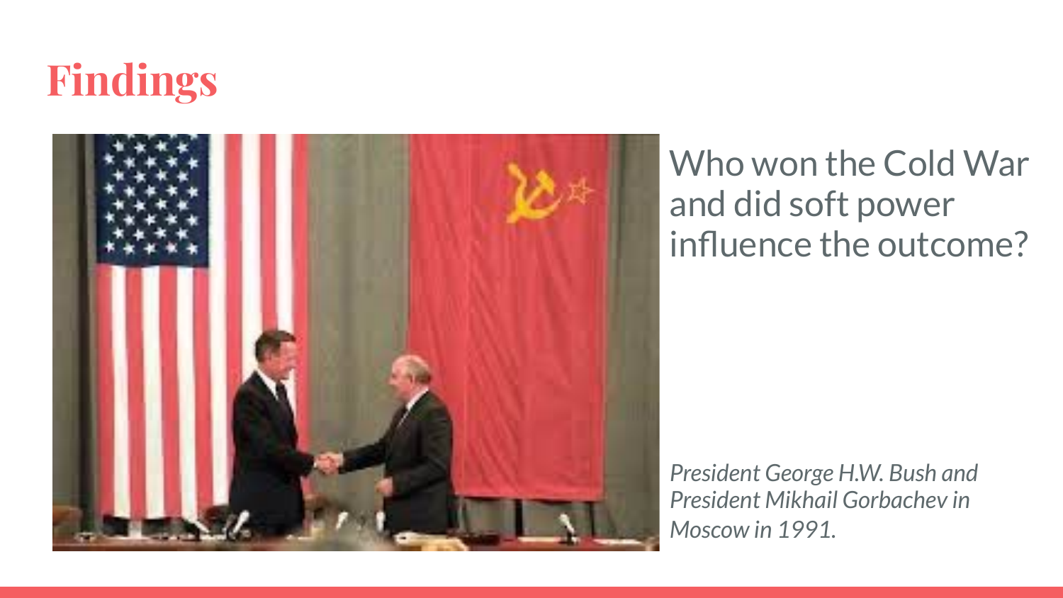# Findings

Who won the Cold War and did soft power influence the outcome?

*President George H.W. Bush and President Mikhail Gorbachev in Moscow in 1991.*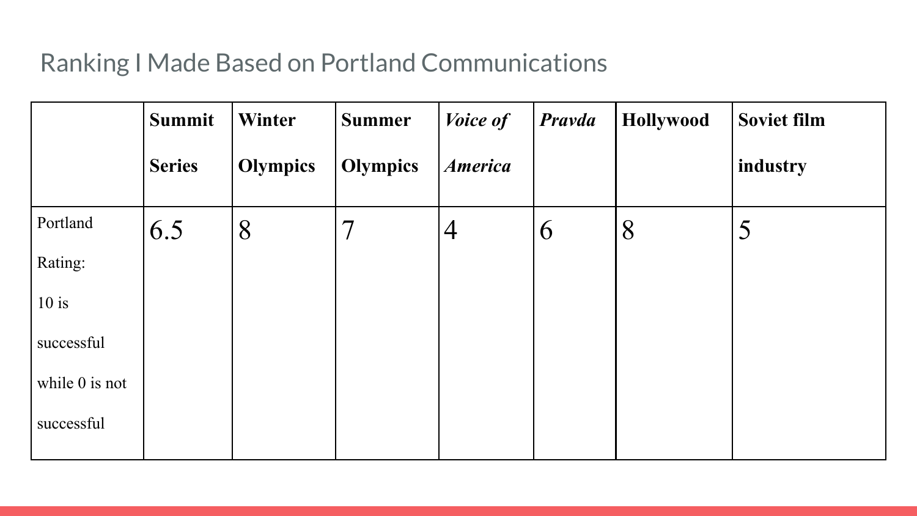## Ranking I Made Based on Portland Communications

| | **Summit Series** | **Winter Olympics** | **Summer Olympics** | ***Voice of America*** | ***Pravda*** | **Hollywood** | **Soviet film industry** |
|---|---|---|---|---|---|---|---|
| Portland Rating: 10 is successful while 0 is not successful | 6.5 | 8 | 7 | 4 | 6 | 8 | 5 |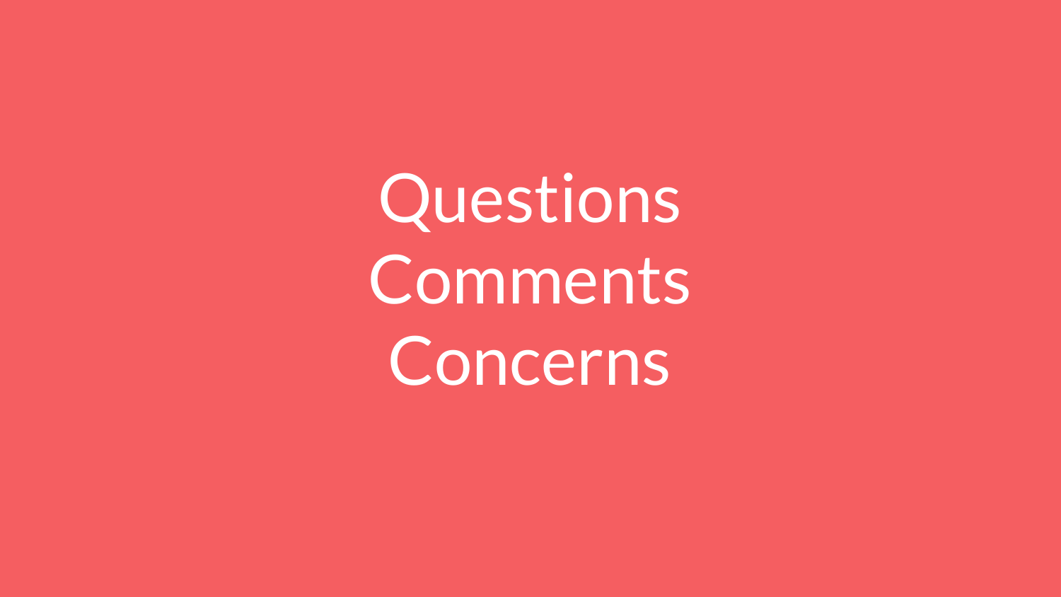Questions

Comments

Concerns